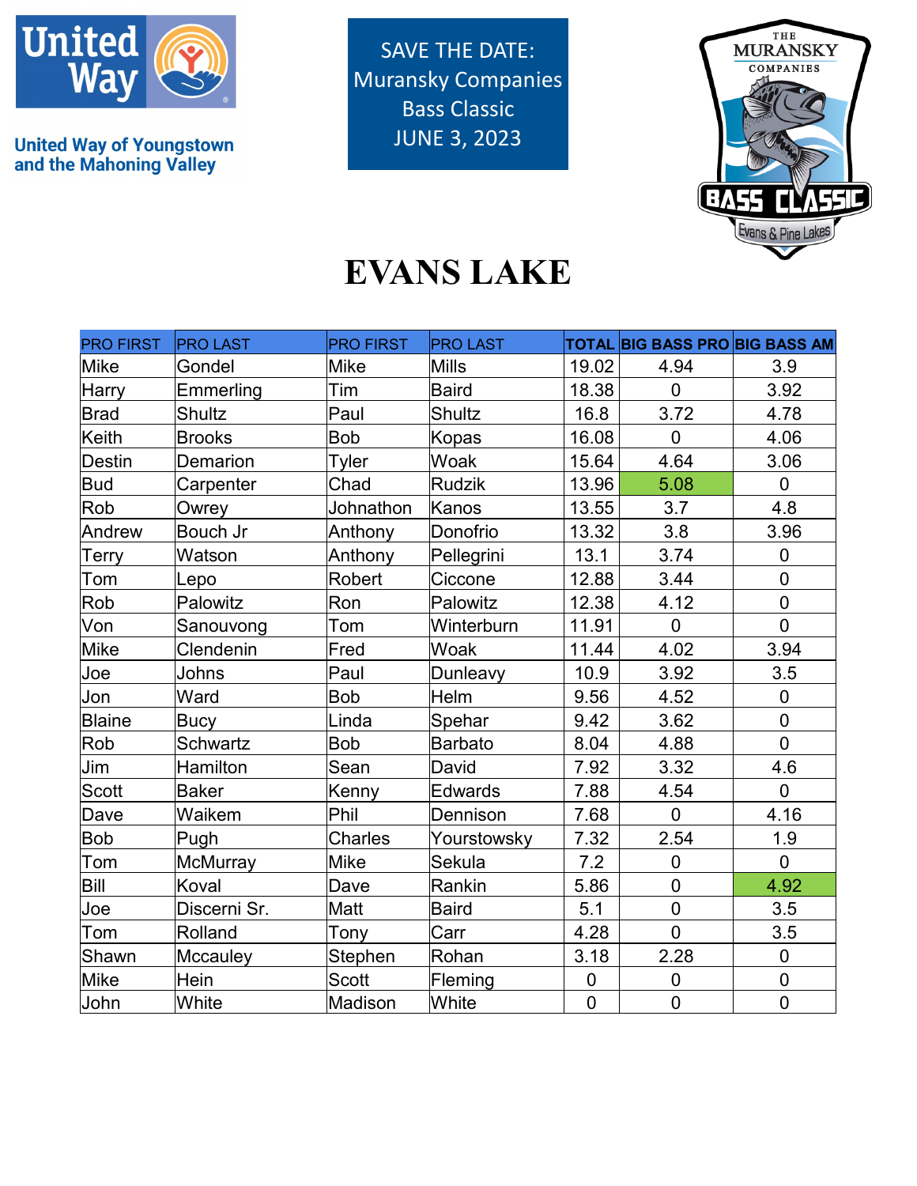United Way

United Way of Youngstown and the Mahoning Valley

SAVE THE DATE:
Muransky Companies Bass Classic
JUNE 3, 2023

THE MURANSKY COMPANIES BASS CLASSIC Evans & Pine Lakes

# EVANS LAKE

| PRO FIRST | PRO LAST | PRO FIRST | PRO LAST | TOTAL | BIG BASS PRO | BIG BASS AM |
|---|---|---|---|---|---|---|
| Mike | Gondel | Mike | Mills | 19.02 | 4.94 | 3.9 |
| Harry | Emmerling | Tim | Baird | 18.38 | 0 | 3.92 |
| Brad | Shultz | Paul | Shultz | 16.8 | 3.72 | 4.78 |
| Keith | Brooks | Bob | Kopas | 16.08 | 0 | 4.06 |
| Destin | Demarion | Tyler | Woak | 15.64 | 4.64 | 3.06 |
| Bud | Carpenter | Chad | Rudzik | 13.96 | 5.08 | 0 |
| Rob | Owrey | Johnathon | Kanos | 13.55 | 3.7 | 4.8 |
| Andrew | Bouch Jr | Anthony | Donofrio | 13.32 | 3.8 | 3.96 |
| Terry | Watson | Anthony | Pellegrini | 13.1 | 3.74 | 0 |
| Tom | Lepo | Robert | Ciccone | 12.88 | 3.44 | 0 |
| Rob | Palowitz | Ron | Palowitz | 12.38 | 4.12 | 0 |
| Von | Sanouvong | Tom | Winterburn | 11.91 | 0 | 0 |
| Mike | Clendenin | Fred | Woak | 11.44 | 4.02 | 3.94 |
| Joe | Johns | Paul | Dunleavy | 10.9 | 3.92 | 3.5 |
| Jon | Ward | Bob | Helm | 9.56 | 4.52 | 0 |
| Blaine | Bucy | Linda | Spehar | 9.42 | 3.62 | 0 |
| Rob | Schwartz | Bob | Barbato | 8.04 | 4.88 | 0 |
| Jim | Hamilton | Sean | David | 7.92 | 3.32 | 4.6 |
| Scott | Baker | Kenny | Edwards | 7.88 | 4.54 | 0 |
| Dave | Waikem | Phil | Dennison | 7.68 | 0 | 4.16 |
| Bob | Pugh | Charles | Yourstowsky | 7.32 | 2.54 | 1.9 |
| Tom | McMurray | Mike | Sekula | 7.2 | 0 | 0 |
| Bill | Koval | Dave | Rankin | 5.86 | 0 | 4.92 |
| Joe | Discerni Sr. | Matt | Baird | 5.1 | 0 | 3.5 |
| Tom | Rolland | Tony | Carr | 4.28 | 0 | 3.5 |
| Shawn | Mccauley | Stephen | Rohan | 3.18 | 2.28 | 0 |
| Mike | Hein | Scott | Fleming | 0 | 0 | 0 |
| John | White | Madison | White | 0 | 0 | 0 |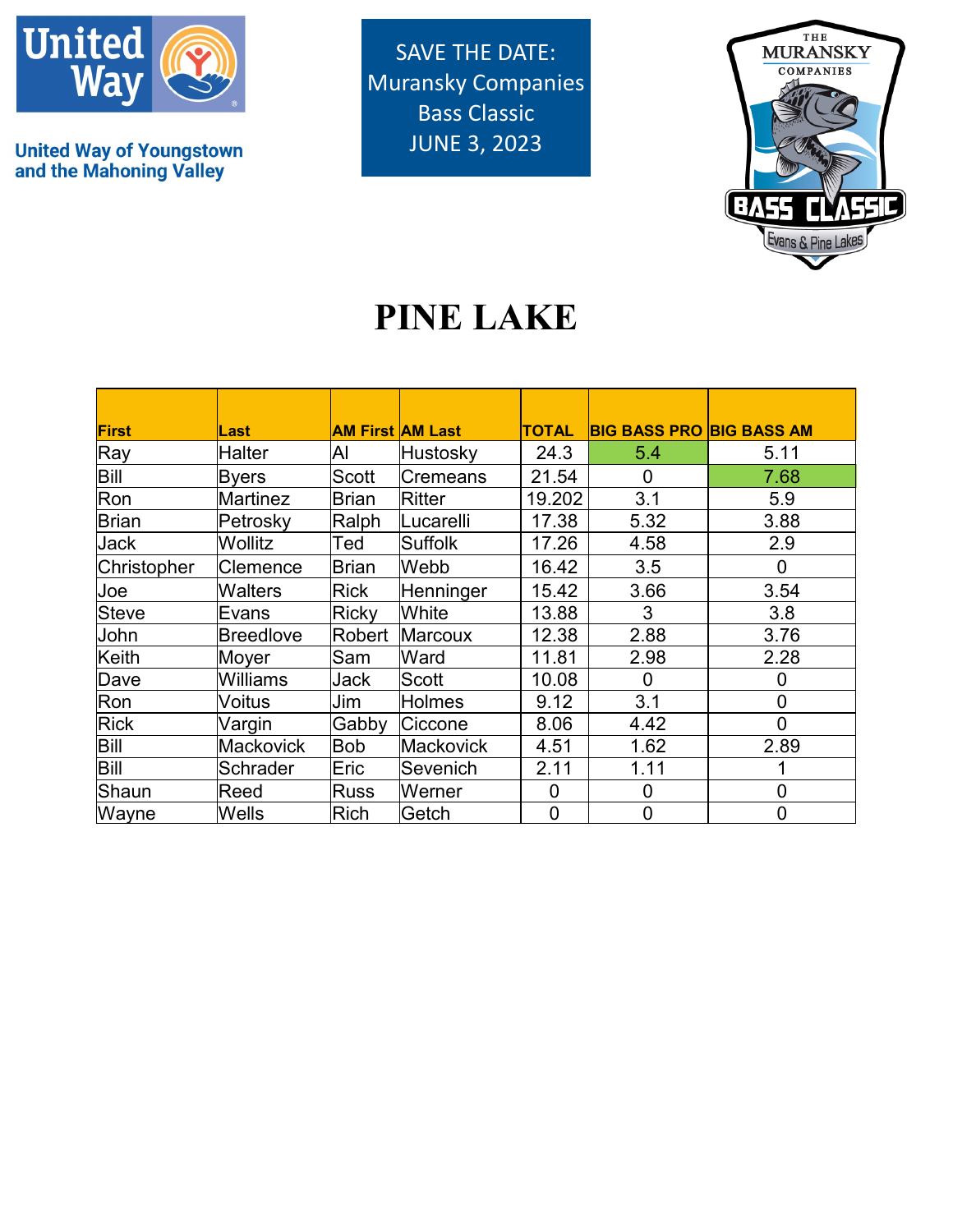United Way of Youngstown and the Mahoning Valley

SAVE THE DATE:
Muransky Companies
Bass Classic
JUNE 3, 2023

THE MURANSKY COMPANIES BASS CLASSIC Evans & Pine Lakes

# PINE LAKE

| First | Last | AM First | AM Last | TOTAL | BIG BASS PRO | BIG BASS AM |
|---|---|---|---|---|---|---|
| Ray | Halter | Al | Hustosky | 24.3 | 5.4 | 5.11 |
| Bill | Byers | Scott | Cremeans | 21.54 | 0 | 7.68 |
| Ron | Martinez | Brian | Ritter | 19.202 | 3.1 | 5.9 |
| Brian | Petrosky | Ralph | Lucarelli | 17.38 | 5.32 | 3.88 |
| Jack | Wollitz | Ted | Suffolk | 17.26 | 4.58 | 2.9 |
| Christopher | Clemence | Brian | Webb | 16.42 | 3.5 | 0 |
| Joe | Walters | Rick | Henninger | 15.42 | 3.66 | 3.54 |
| Steve | Evans | Ricky | White | 13.88 | 3 | 3.8 |
| John | Breedlove | Robert | Marcoux | 12.38 | 2.88 | 3.76 |
| Keith | Moyer | Sam | Ward | 11.81 | 2.98 | 2.28 |
| Dave | Williams | Jack | Scott | 10.08 | 0 | 0 |
| Ron | Voitus | Jim | Holmes | 9.12 | 3.1 | 0 |
| Rick | Vargin | Gabby | Ciccone | 8.06 | 4.42 | 0 |
| Bill | Mackovick | Bob | Mackovick | 4.51 | 1.62 | 2.89 |
| Bill | Schrader | Eric | Sevenich | 2.11 | 1.11 | 1 |
| Shaun | Reed | Russ | Werner | 0 | 0 | 0 |
| Wayne | Wells | Rich | Getch | 0 | 0 | 0 |